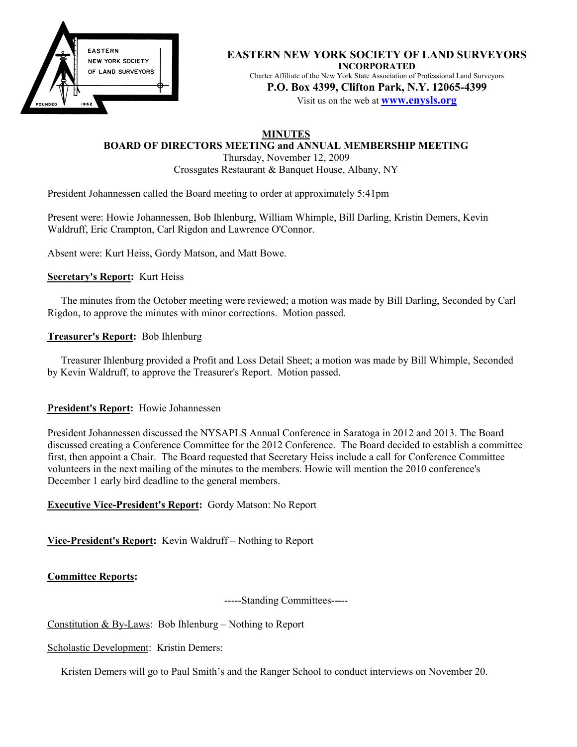**EASTERN NEW YORK SOCIETY OF LAND SURVEYORS**
**INCORPORATED**
Charter Affiliate of the New York State Association of Professional Land Surveyors
**P.O. Box 4399, Clifton Park, N.Y. 12065-4399**
Visit us on the web at **www.enysls.org**

## MINUTES
### BOARD OF DIRECTORS MEETING and ANNUAL MEMBERSHIP MEETING
Thursday, November 12, 2009
Crossgates Restaurant & Banquet House, Albany, NY

President Johannessen called the Board meeting to order at approximately 5:41pm

Present were: Howie Johannessen, Bob Ihlenburg, William Whimple, Bill Darling, Kristin Demers, Kevin Waldruff, Eric Crampton, Carl Rigdon and Lawrence O'Connor.

Absent were: Kurt Heiss, Gordy Matson, and Matt Bowe.

**Secretary's Report:** Kurt Heiss

The minutes from the October meeting were reviewed; a motion was made by Bill Darling, Seconded by Carl Rigdon, to approve the minutes with minor corrections. Motion passed.

**Treasurer's Report:** Bob Ihlenburg

Treasurer Ihlenburg provided a Profit and Loss Detail Sheet; a motion was made by Bill Whimple, Seconded by Kevin Waldruff, to approve the Treasurer's Report. Motion passed.

**President's Report:** Howie Johannessen

President Johannessen discussed the NYSAPLS Annual Conference in Saratoga in 2012 and 2013. The Board discussed creating a Conference Committee for the 2012 Conference. The Board decided to establish a committee first, then appoint a Chair. The Board requested that Secretary Heiss include a call for Conference Committee volunteers in the next mailing of the minutes to the members. Howie will mention the 2010 conference's December 1 early bird deadline to the general members.

**Executive Vice-President's Report:** Gordy Matson: No Report

**Vice-President's Report:** Kevin Waldruff – Nothing to Report

**Committee Reports:**

-----Standing Committees-----

Constitution & By-Laws: Bob Ihlenburg – Nothing to Report

Scholastic Development: Kristin Demers:

Kristen Demers will go to Paul Smith's and the Ranger School to conduct interviews on November 20.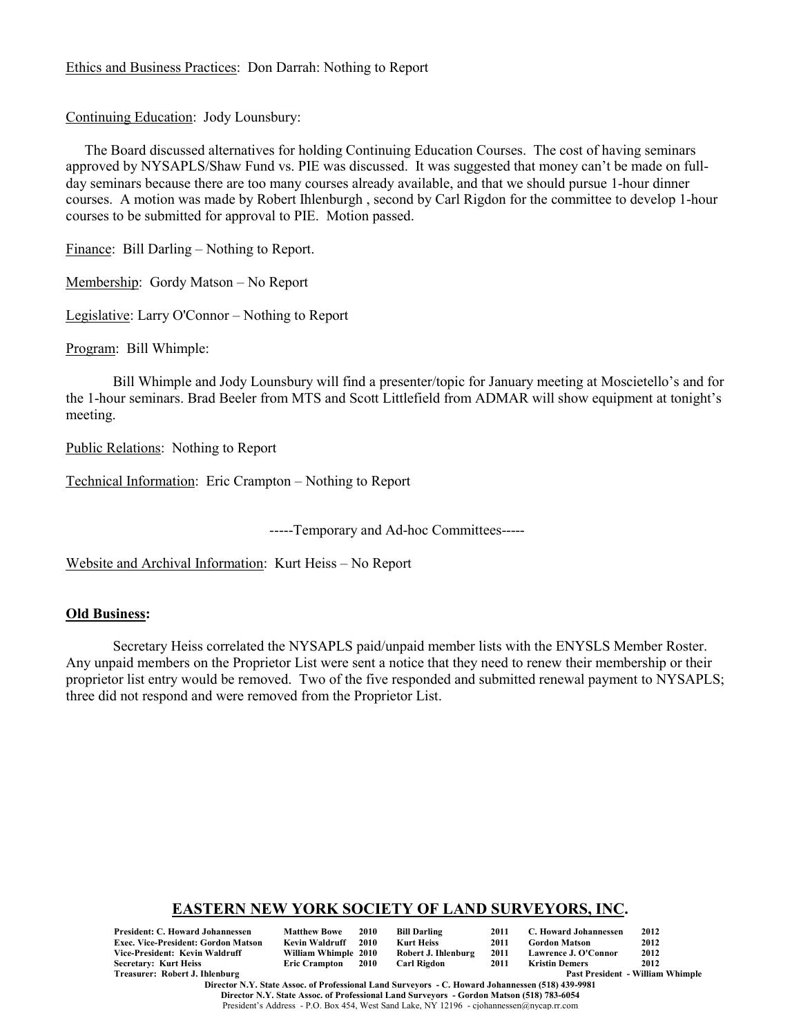Ethics and Business Practices: Don Darrah: Nothing to Report

Continuing Education: Jody Lounsbury:

The Board discussed alternatives for holding Continuing Education Courses. The cost of having seminars approved by NYSAPLS/Shaw Fund vs. PIE was discussed. It was suggested that money can't be made on full-day seminars because there are too many courses already available, and that we should pursue 1-hour dinner courses. A motion was made by Robert Ihlenburgh , second by Carl Rigdon for the committee to develop 1-hour courses to be submitted for approval to PIE. Motion passed.

Finance: Bill Darling – Nothing to Report.

Membership: Gordy Matson – No Report

Legislative: Larry O'Connor – Nothing to Report

Program: Bill Whimple:

Bill Whimple and Jody Lounsbury will find a presenter/topic for January meeting at Moscietello's and for the 1-hour seminars. Brad Beeler from MTS and Scott Littlefield from ADMAR will show equipment at tonight's meeting.

Public Relations: Nothing to Report

Technical Information: Eric Crampton – Nothing to Report

-----Temporary and Ad-hoc Committees-----

Website and Archival Information: Kurt Heiss – No Report

**Old Business:**

Secretary Heiss correlated the NYSAPLS paid/unpaid member lists with the ENYSLS Member Roster. Any unpaid members on the Proprietor List were sent a notice that they need to renew their membership or their proprietor list entry would be removed. Two of the five responded and submitted renewal payment to NYSAPLS; three did not respond and were removed from the Proprietor List.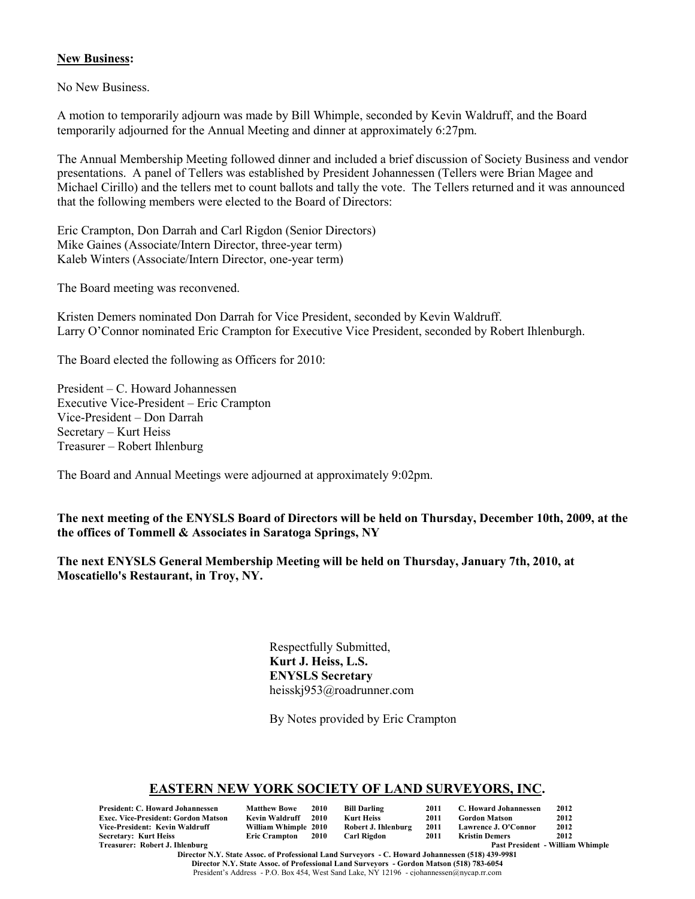**New Business:**

No New Business.

A motion to temporarily adjourn was made by Bill Whimple, seconded by Kevin Waldruff, and the Board temporarily adjourned for the Annual Meeting and dinner at approximately 6:27pm.

The Annual Membership Meeting followed dinner and included a brief discussion of Society Business and vendor presentations. A panel of Tellers was established by President Johannessen (Tellers were Brian Magee and Michael Cirillo) and the tellers met to count ballots and tally the vote. The Tellers returned and it was announced that the following members were elected to the Board of Directors:

Eric Crampton, Don Darrah and Carl Rigdon (Senior Directors)
Mike Gaines (Associate/Intern Director, three-year term)
Kaleb Winters (Associate/Intern Director, one-year term)

The Board meeting was reconvened.

Kristen Demers nominated Don Darrah for Vice President, seconded by Kevin Waldruff.
Larry O'Connor nominated Eric Crampton for Executive Vice President, seconded by Robert Ihlenburgh.

The Board elected the following as Officers for 2010:

President – C. Howard Johannessen
Executive Vice-President – Eric Crampton
Vice-President – Don Darrah
Secretary – Kurt Heiss
Treasurer – Robert Ihlenburg

The Board and Annual Meetings were adjourned at approximately 9:02pm.

**The next meeting of the ENYSLS Board of Directors will be held on Thursday, December 10th, 2009, at the the offices of Tommell & Associates in Saratoga Springs, NY**

**The next ENYSLS General Membership Meeting will be held on Thursday, January 7th, 2010, at Moscatiello's Restaurant, in Troy, NY.**

Respectfully Submitted,
**Kurt J. Heiss, L.S.**
**ENYSLS Secretary**
heisskj953@roadrunner.com

By Notes provided by Eric Crampton

## EASTERN NEW YORK SOCIETY OF LAND SURVEYORS, INC.

| | | | | | | | |
|---|---|---|---|---|---|---|---|
| **President: C. Howard Johannessen** | **Matthew Bowe** | **2010** | **Bill Darling** | **2011** | **C. Howard Johannessen** | **2012** |
| **Exec. Vice-President: Gordon Matson** | **Kevin Waldruff** | **2010** | **Kurt Heiss** | **2011** | **Gordon Matson** | **2012** |
| **Vice-President: Kevin Waldruff** | **William Whimple** | **2010** | **Robert J. Ihlenburg** | **2011** | **Lawrence J. O'Connor** | **2012** |
| **Secretary: Kurt Heiss** | **Eric Crampton** | **2010** | **Carl Rigdon** | **2011** | **Kristin Demers** | **2012** |
| **Treasurer: Robert J. Ihlenburg** | | | | | **Past President - William Whimple** | |

**Director N.Y. State Assoc. of Professional Land Surveyors - C. Howard Johannessen (518) 439-9981**
**Director N.Y. State Assoc. of Professional Land Surveyors - Gordon Matson (518) 783-6054**
President's Address - P.O. Box 454, West Sand Lake, NY 12196 - cjohannessen@nycap.rr.com